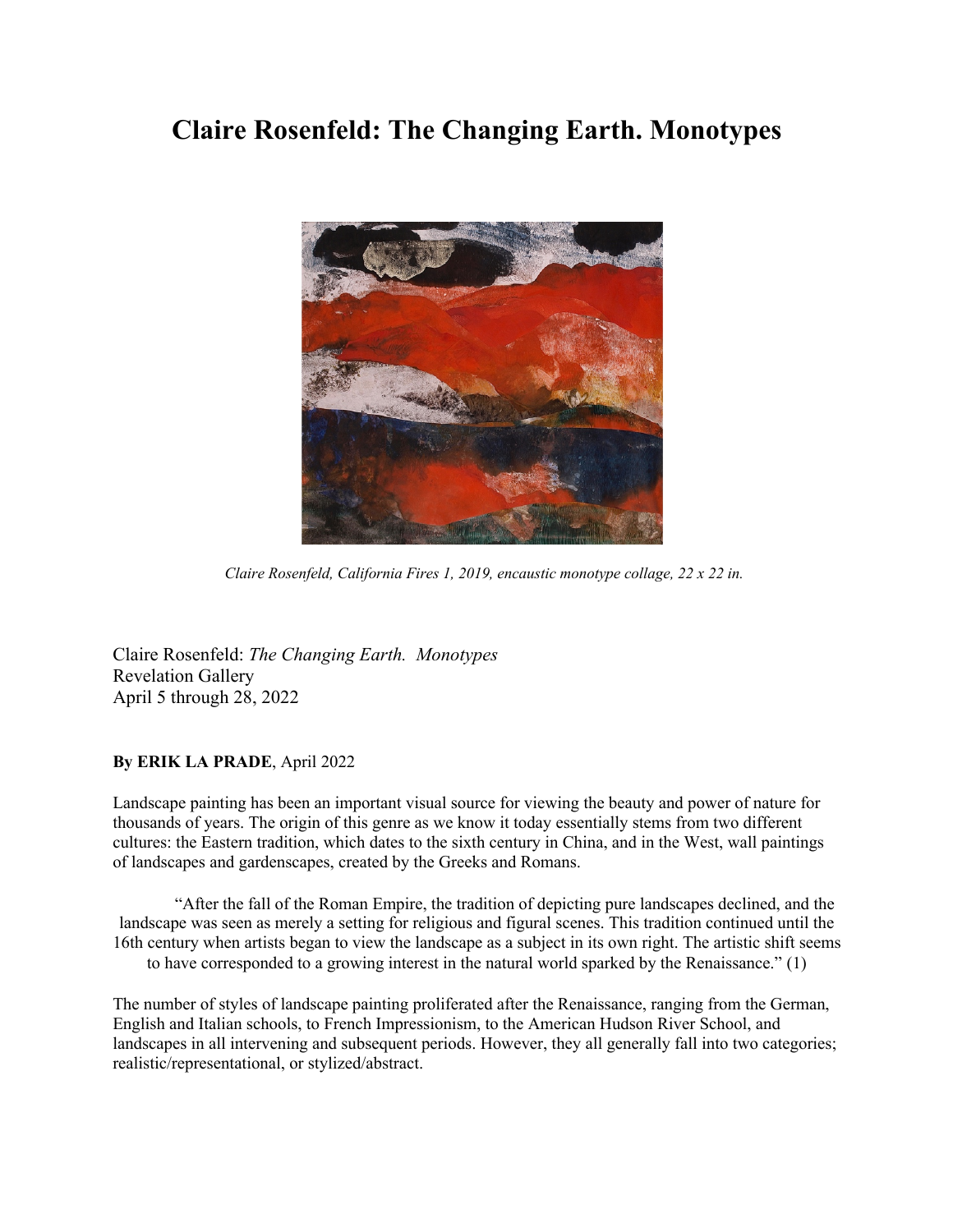# Claire Rosenfeld: The Changing Earth. Monotypes

*Claire Rosenfeld, California Fires 1, 2019, encaustic monotype collage, 22 x 22 in.*

Claire Rosenfeld: *The Changing Earth. Monotypes*
Revelation Gallery
April 5 through 28, 2022

**By ERIK LA PRADE**, April 2022

Landscape painting has been an important visual source for viewing the beauty and power of nature for thousands of years. The origin of this genre as we know it today essentially stems from two different cultures: the Eastern tradition, which dates to the sixth century in China, and in the West, wall paintings of landscapes and gardenscapes, created by the Greeks and Romans.

> "After the fall of the Roman Empire, the tradition of depicting pure landscapes declined, and the landscape was seen as merely a setting for religious and figural scenes. This tradition continued until the 16th century when artists began to view the landscape as a subject in its own right. The artistic shift seems to have corresponded to a growing interest in the natural world sparked by the Renaissance." (1)

The number of styles of landscape painting proliferated after the Renaissance, ranging from the German, English and Italian schools, to French Impressionism, to the American Hudson River School, and landscapes in all intervening and subsequent periods. However, they all generally fall into two categories; realistic/representational, or stylized/abstract.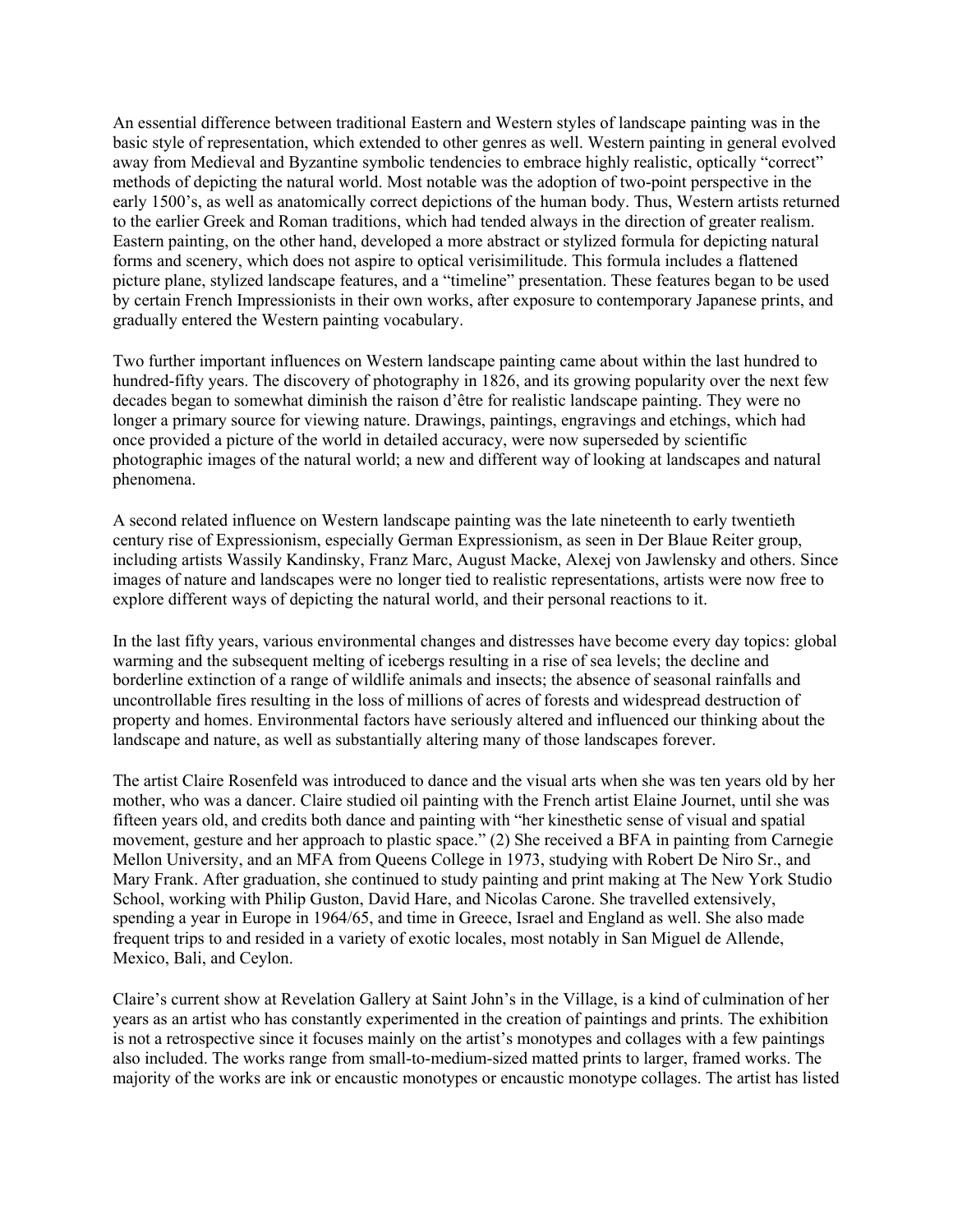An essential difference between traditional Eastern and Western styles of landscape painting was in the basic style of representation, which extended to other genres as well. Western painting in general evolved away from Medieval and Byzantine symbolic tendencies to embrace highly realistic, optically "correct" methods of depicting the natural world. Most notable was the adoption of two-point perspective in the early 1500's, as well as anatomically correct depictions of the human body. Thus, Western artists returned to the earlier Greek and Roman traditions, which had tended always in the direction of greater realism. Eastern painting, on the other hand, developed a more abstract or stylized formula for depicting natural forms and scenery, which does not aspire to optical verisimilitude. This formula includes a flattened picture plane, stylized landscape features, and a "timeline" presentation. These features began to be used by certain French Impressionists in their own works, after exposure to contemporary Japanese prints, and gradually entered the Western painting vocabulary.

Two further important influences on Western landscape painting came about within the last hundred to hundred-fifty years. The discovery of photography in 1826, and its growing popularity over the next few decades began to somewhat diminish the raison d'être for realistic landscape painting. They were no longer a primary source for viewing nature. Drawings, paintings, engravings and etchings, which had once provided a picture of the world in detailed accuracy, were now superseded by scientific photographic images of the natural world; a new and different way of looking at landscapes and natural phenomena.

A second related influence on Western landscape painting was the late nineteenth to early twentieth century rise of Expressionism, especially German Expressionism, as seen in Der Blaue Reiter group, including artists Wassily Kandinsky, Franz Marc, August Macke, Alexej von Jawlensky and others. Since images of nature and landscapes were no longer tied to realistic representations, artists were now free to explore different ways of depicting the natural world, and their personal reactions to it.

In the last fifty years, various environmental changes and distresses have become every day topics: global warming and the subsequent melting of icebergs resulting in a rise of sea levels; the decline and borderline extinction of a range of wildlife animals and insects; the absence of seasonal rainfalls and uncontrollable fires resulting in the loss of millions of acres of forests and widespread destruction of property and homes. Environmental factors have seriously altered and influenced our thinking about the landscape and nature, as well as substantially altering many of those landscapes forever.

The artist Claire Rosenfeld was introduced to dance and the visual arts when she was ten years old by her mother, who was a dancer. Claire studied oil painting with the French artist Elaine Journet, until she was fifteen years old, and credits both dance and painting with "her kinesthetic sense of visual and spatial movement, gesture and her approach to plastic space." (2) She received a BFA in painting from Carnegie Mellon University, and an MFA from Queens College in 1973, studying with Robert De Niro Sr., and Mary Frank. After graduation, she continued to study painting and print making at The New York Studio School, working with Philip Guston, David Hare, and Nicolas Carone. She travelled extensively, spending a year in Europe in 1964/65, and time in Greece, Israel and England as well. She also made frequent trips to and resided in a variety of exotic locales, most notably in San Miguel de Allende, Mexico, Bali, and Ceylon.

Claire's current show at Revelation Gallery at Saint John's in the Village, is a kind of culmination of her years as an artist who has constantly experimented in the creation of paintings and prints. The exhibition is not a retrospective since it focuses mainly on the artist's monotypes and collages with a few paintings also included. The works range from small-to-medium-sized matted prints to larger, framed works. The majority of the works are ink or encaustic monotypes or encaustic monotype collages. The artist has listed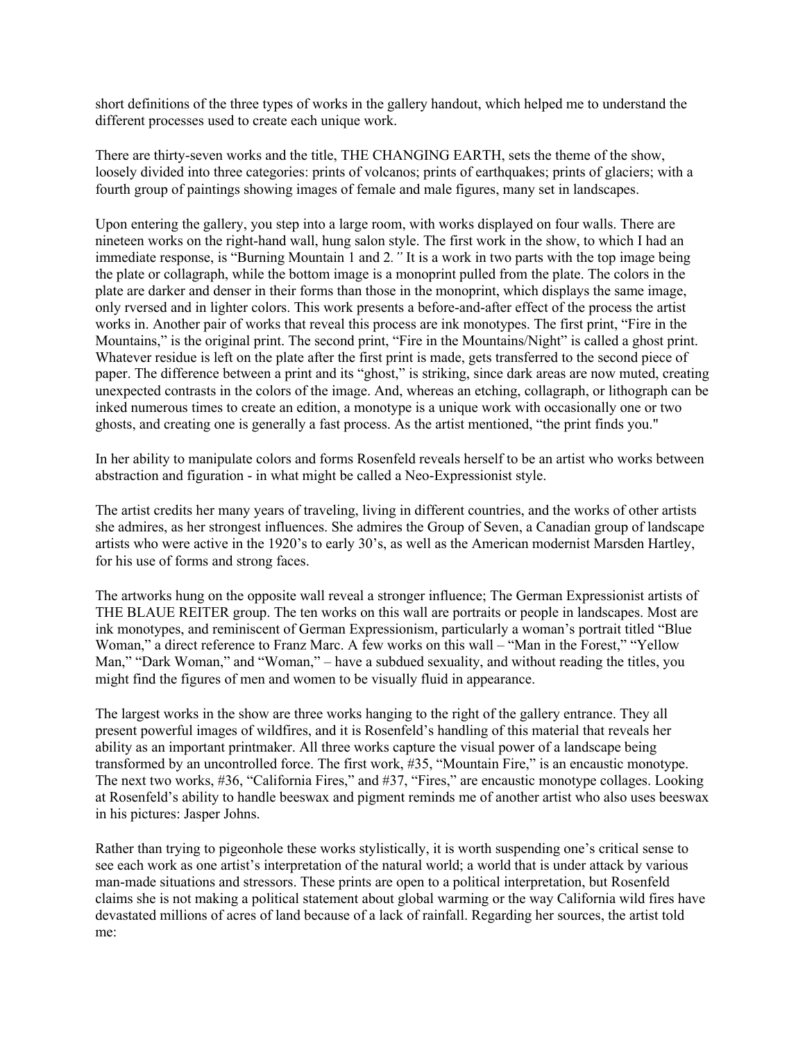short definitions of the three types of works in the gallery handout, which helped me to understand the different processes used to create each unique work.

There are thirty-seven works and the title, THE CHANGING EARTH, sets the theme of the show, loosely divided into three categories: prints of volcanos; prints of earthquakes; prints of glaciers; with a fourth group of paintings showing images of female and male figures, many set in landscapes.

Upon entering the gallery, you step into a large room, with works displayed on four walls. There are nineteen works on the right-hand wall, hung salon style. The first work in the show, to which I had an immediate response, is "Burning Mountain 1 and 2.*"* It is a work in two parts with the top image being the plate or collagraph, while the bottom image is a monoprint pulled from the plate. The colors in the plate are darker and denser in their forms than those in the monoprint, which displays the same image, only rversed and in lighter colors. This work presents a before-and-after effect of the process the artist works in. Another pair of works that reveal this process are ink monotypes. The first print, "Fire in the Mountains," is the original print. The second print, "Fire in the Mountains/Night" is called a ghost print. Whatever residue is left on the plate after the first print is made, gets transferred to the second piece of paper. The difference between a print and its "ghost," is striking, since dark areas are now muted, creating unexpected contrasts in the colors of the image. And, whereas an etching, collagraph, or lithograph can be inked numerous times to create an edition, a monotype is a unique work with occasionally one or two ghosts, and creating one is generally a fast process. As the artist mentioned, "the print finds you."

In her ability to manipulate colors and forms Rosenfeld reveals herself to be an artist who works between abstraction and figuration - in what might be called a Neo-Expressionist style.

The artist credits her many years of traveling, living in different countries, and the works of other artists she admires, as her strongest influences. She admires the Group of Seven, a Canadian group of landscape artists who were active in the 1920's to early 30's, as well as the American modernist Marsden Hartley, for his use of forms and strong faces.

The artworks hung on the opposite wall reveal a stronger influence; The German Expressionist artists of THE BLAUE REITER group. The ten works on this wall are portraits or people in landscapes. Most are ink monotypes, and reminiscent of German Expressionism, particularly a woman's portrait titled "Blue Woman," a direct reference to Franz Marc. A few work on this wall – "Man in the Forest," "Yellow Man," "Dark Woman," and "Woman," – have a subdued sexuality, and without reading the titles, you might find the figures of men and women to be visually fluid in appearance.

The largest works in the show are three works hanging to the right of the gallery entrance. They all present powerful images of wildfires, and it is Rosenfeld's handling of this material that reveals her ability as an important printmaker. All three works capture the visual power of a landscape being transformed by an uncontrolled force. The first work, #35, "Mountain Fire," is an encaustic monotype. The next two works, #36, "California Fires," and #37, "Fires," are encaustic monotype collages. Looking at Rosenfeld's ability to handle beeswax and pigment reminds me of another artist who also uses beeswax in his pictures: Jasper Johns.

Rather than trying to pigeonhole these works stylistically, it is worth suspending one's critical sense to see each work as one artist's interpretation of the natural world; a world that is under attack by various man-made situations and stressors. These prints are open to a political interpretation, but Rosenfeld claims she is not making a political statement about global warming or the way California wild fires have devastated millions of acres of land because of a lack of rainfall. Regarding her sources, the artist told me: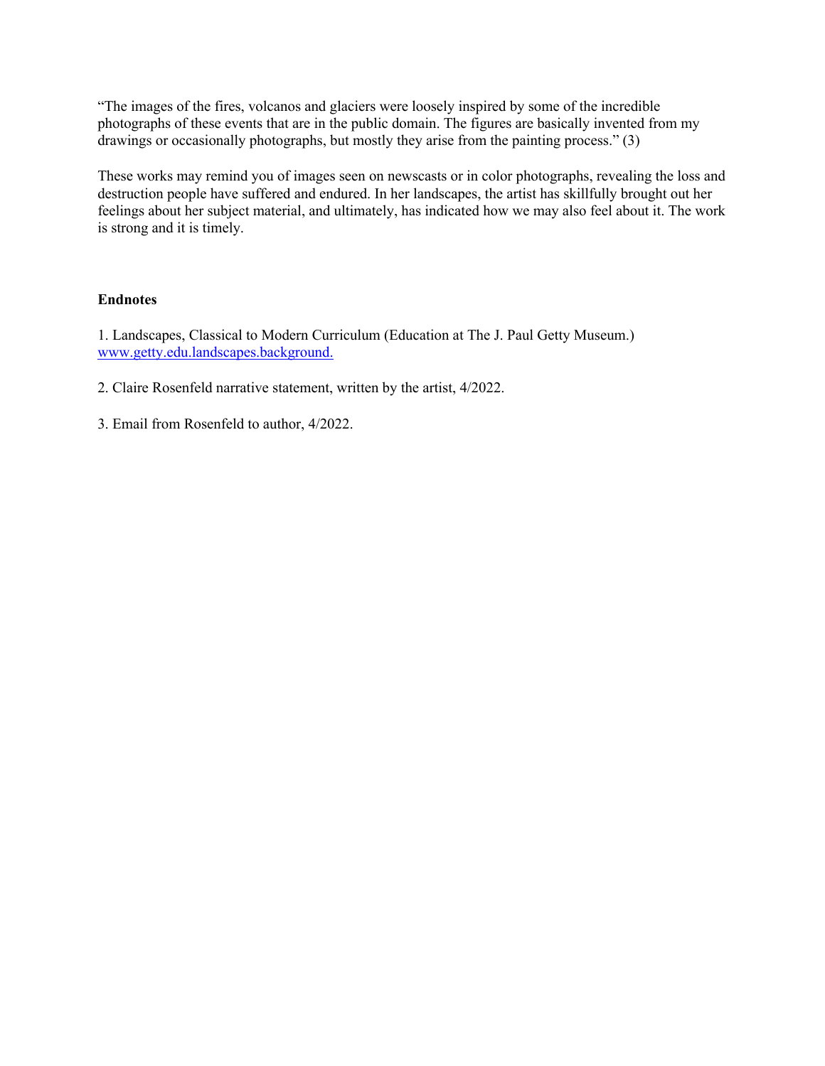"The images of the fires, volcanos and glaciers were loosely inspired by some of the incredible photographs of these events that are in the public domain. The figures are basically invented from my drawings or occasionally photographs, but mostly they arise from the painting process." (3)

These works may remind you of images seen on newscasts or in color photographs, revealing the loss and destruction people have suffered and endured. In her landscapes, the artist has skillfully brought out her feelings about her subject material, and ultimately, has indicated how we may also feel about it. The work is strong and it is timely.

**Endnotes**

1. Landscapes, Classical to Modern Curriculum (Education at The J. Paul Getty Museum.) [www.getty.edu.landscapes.background.](www.getty.edu.landscapes.background.)

2. Claire Rosenfeld narrative statement, written by the artist, 4/2022.

3. Email from Rosenfeld to author, 4/2022.